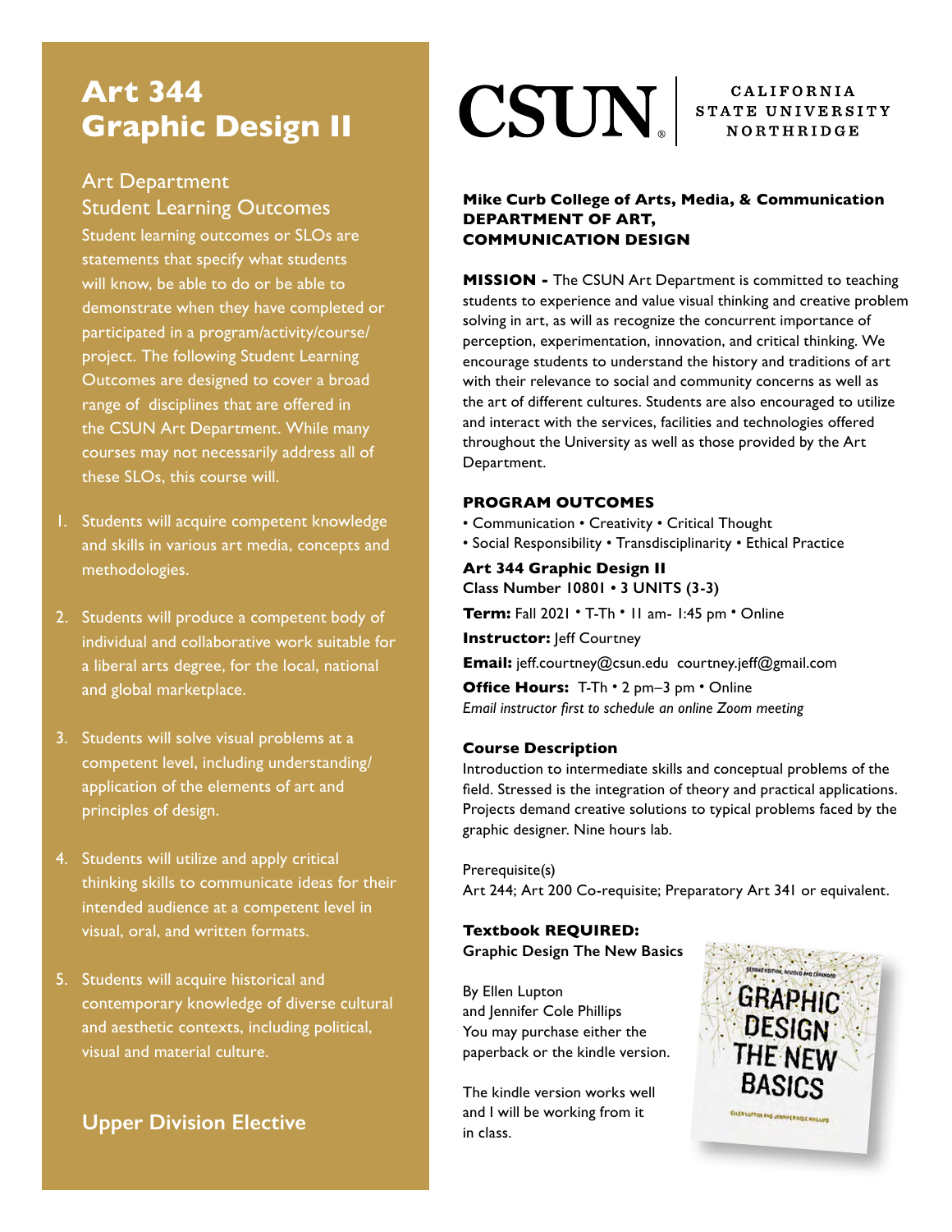# Art 344 Graphic Design II

## Art Department Student Learning Outcomes

Student learning outcomes or SLOs are statements that specify what students will know, be able to do or be able to demonstrate when they have completed or participated in a program/activity/course/project. The following Student Learning Outcomes are designed to cover a broad range of disciplines that are offered in the CSUN Art Department. While many courses may not necessarily address all of these SLOs, this course will.

1. Students will acquire competent knowledge and skills in various art media, concepts and methodologies.
2. Students will produce a competent body of individual and collaborative work suitable for a liberal arts degree, for the local, national and global marketplace.
3. Students will solve visual problems at a competent level, including understanding/application of the elements of art and principles of design.
4. Students will utilize and apply critical thinking skills to communicate ideas for their intended audience at a competent level in visual, oral, and written formats.
5. Students will acquire historical and contemporary knowledge of diverse cultural and aesthetic contexts, including political, visual and material culture.

**Upper Division Elective**

CSUN | CALIFORNIA STATE UNIVERSITY NORTHRIDGE

**Mike Curb College of Arts, Media, & Communication**
**DEPARTMENT OF ART, COMMUNICATION DESIGN**

**MISSION -** The CSUN Art Department is committed to teaching students to experience and value visual thinking and creative problem solving in art, as will as recognize the concurrent importance of perception, experimentation, innovation, and critical thinking. We encourage students to understand the history and traditions of art with their relevance to social and community concerns as well as the art of different cultures. Students are also encouraged to utilize and interact with the services, facilities and technologies offered throughout the University as well as those provided by the Art Department.

**PROGRAM OUTCOMES**

• Communication • Creativity • Critical Thought
• Social Responsibility • Transdisciplinarity • Ethical Practice

**Art 344 Graphic Design II**
**Class Number 10801 • 3 UNITS (3-3)**

**Term:** Fall 2021 • T-Th • 11 am- 1:45 pm • Online

**Instructor:** Jeff Courtney

**Email:** jeff.courtney@csun.edu courtney.jeff@gmail.com

**Office Hours:** T-Th • 2 pm–3 pm • Online
*Email instructor first to schedule an online Zoom meeting*

**Course Description**

Introduction to intermediate skills and conceptual problems of the field. Stressed is the integration of theory and practical applications. Projects demand creative solutions to typical problems faced by the graphic designer. Nine hours lab.

Prerequisite(s)
Art 244; Art 200 Co-requisite; Preparatory Art 341 or equivalent.

**Textbook REQUIRED:**
**Graphic Design The New Basics**

By Ellen Lupton
and Jennifer Cole Phillips
You may purchase either the paperback or the kindle version.

The kindle version works well and I will be working from it in class.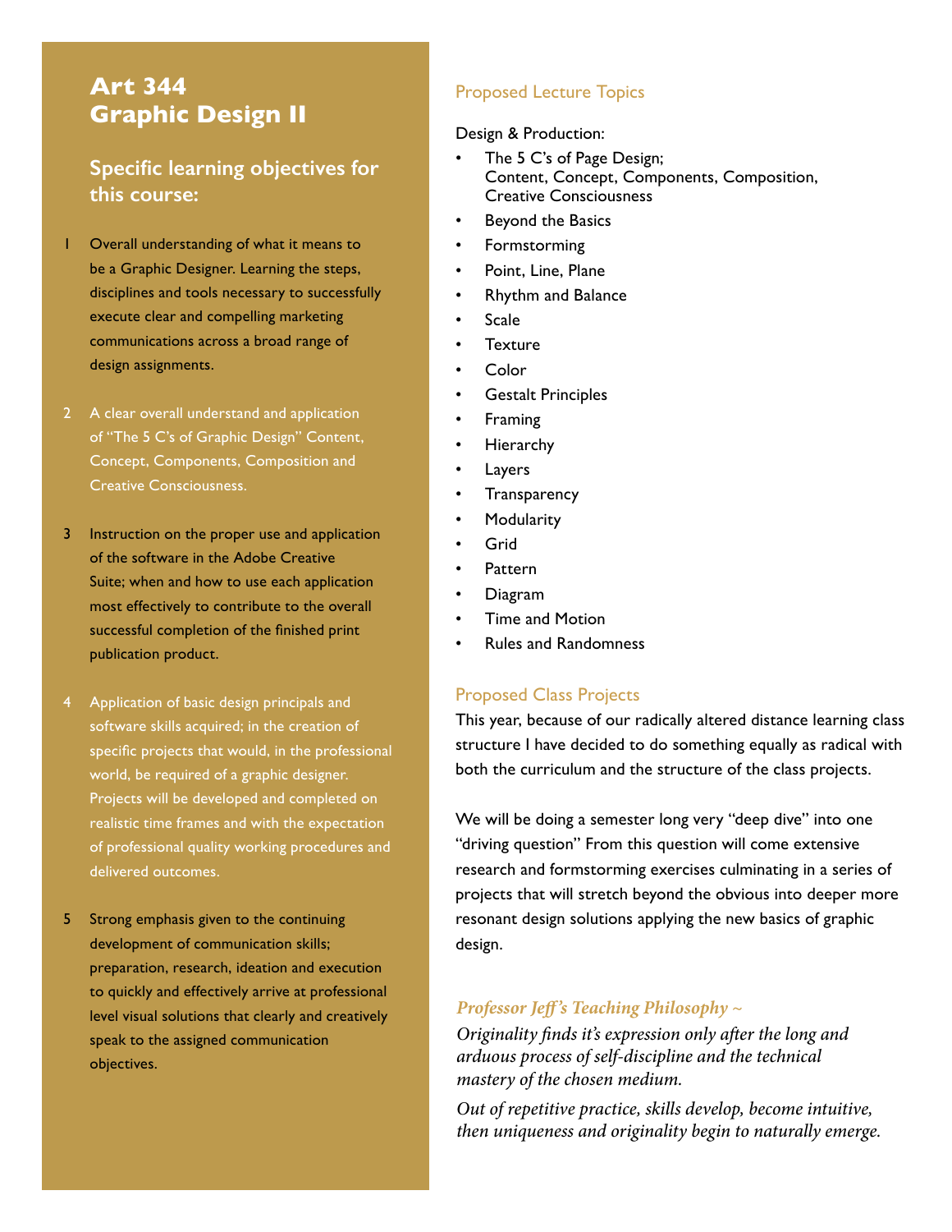# Art 344
# Graphic Design II

## Specific learning objectives for this course:

1. Overall understanding of what it means to be a Graphic Designer. Learning the steps, disciplines and tools necessary to successfully execute clear and compelling marketing communications across a broad range of design assignments.

2. A clear overall understand and application of "The 5 C's of Graphic Design" Content, Concept, Components, Composition and Creative Consciousness.

3. Instruction on the proper use and application of the software in the Adobe Creative Suite; when and how to use each application most effectively to contribute to the overall successful completion of the finished print publication product.

4. Application of basic design principals and software skills acquired; in the creation of specific projects that would, in the professional world, be required of a graphic designer. Projects will be developed and completed on realistic time frames and with the expectation of professional quality working procedures and delivered outcomes.

5. Strong emphasis given to the continuing development of communication skills; preparation, research, ideation and execution to quickly and effectively arrive at professional level visual solutions that clearly and creatively speak to the assigned communication objectives.

## Proposed Lecture Topics

Design & Production:

- The 5 C's of Page Design;
  Content, Concept, Components, Composition,
  Creative Consciousness
- Beyond the Basics
- Formstorming
- Point, Line, Plane
- Rhythm and Balance
- Scale
- Texture
- Color
- Gestalt Principles
- Framing
- Hierarchy
- Layers
- Transparency
- Modularity
- Grid
- Pattern
- Diagram
- Time and Motion
- Rules and Randomness

## Proposed Class Projects

This year, because of our radically altered distance learning class structure I have decided to do something equally as radical with both the curriculum and the structure of the class projects.

We will be doing a semester long very "deep dive" into one "driving question" From this question will come extensive research and formstorming exercises culminating in a series of projects that will stretch beyond the obvious into deeper more resonant design solutions applying the new basics of graphic design.

### *Professor Jeff's Teaching Philosophy ~*

*Originality finds it's expression only after the long and arduous process of self-discipline and the technical mastery of the chosen medium.*

*Out of repetitive practice, skills develop, become intuitive, then uniqueness and originality begin to naturally emerge.*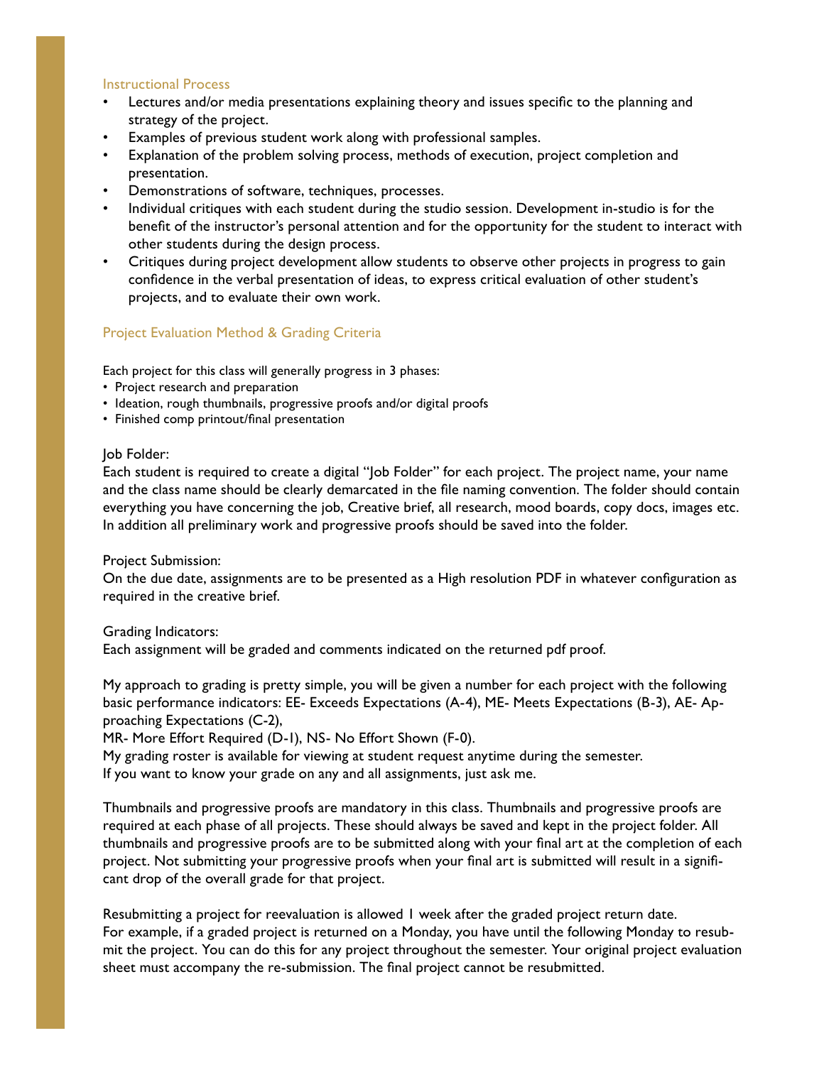## Instructional Process

- Lectures and/or media presentations explaining theory and issues specific to the planning and strategy of the project.
- Examples of previous student work along with professional samples.
- Explanation of the problem solving process, methods of execution, project completion and presentation.
- Demonstrations of software, techniques, processes.
- Individual critiques with each student during the studio session. Development in-studio is for the benefit of the instructor's personal attention and for the opportunity for the student to interact with other students during the design process.
- Critiques during project development allow students to observe other projects in progress to gain confidence in the verbal presentation of ideas, to express critical evaluation of other student's projects, and to evaluate their own work.

## Project Evaluation Method & Grading Criteria

Each project for this class will generally progress in 3 phases:

- Project research and preparation
- Ideation, rough thumbnails, progressive proofs and/or digital proofs
- Finished comp printout/final presentation

Job Folder:
Each student is required to create a digital "Job Folder" for each project. The project name, your name and the class name should be clearly demarcated in the file naming convention. The folder should contain everything you have concerning the job, Creative brief, all research, mood boards, copy docs, images etc. In addition all preliminary work and progressive proofs should be saved into the folder.

Project Submission:
On the due date, assignments are to be presented as a High resolution PDF in whatever configuration as required in the creative brief.

Grading Indicators:
Each assignment will be graded and comments indicated on the returned pdf proof.

My approach to grading is pretty simple, you will be given a number for each project with the following basic performance indicators: EE- Exceeds Expectations (A-4), ME- Meets Expectations (B-3), AE- Approaching Expectations (C-2),
MR- More Effort Required (D-1), NS- No Effort Shown (F-0).
My grading roster is available for viewing at student request anytime during the semester.
If you want to know your grade on any and all assignments, just ask me.

Thumbnails and progressive proofs are mandatory in this class. Thumbnails and progressive proofs are required at each phase of all projects. These should always be saved and kept in the project folder. All thumbnails and progressive proofs are to be submitted along with your final art at the completion of each project. Not submitting your progressive proofs when your final art is submitted will result in a significant drop of the overall grade for that project.

Resubmitting a project for reevaluation is allowed 1 week after the graded project return date.
For example, if a graded project is returned on a Monday, you have until the following Monday to resubmit the project. You can do this for any project throughout the semester. Your original project evaluation sheet must accompany the re-submission. The final project cannot be resubmitted.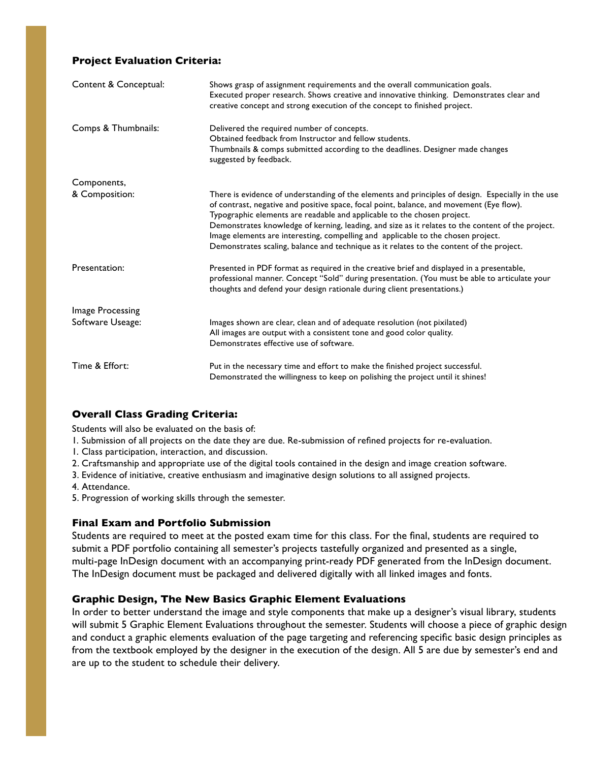### Project Evaluation Criteria:

| | |
|---|---|
| Content & Conceptual: | Shows grasp of assignment requirements and the overall communication goals. Executed proper research. Shows creative and innovative thinking. Demonstrates clear and creative concept and strong execution of the concept to finished project. |
| Comps & Thumbnails: | Delivered the required number of concepts. Obtained feedback from Instructor and fellow students. Thumbnails & comps submitted according to the deadlines. Designer made changes suggested by feedback. |
| Components, & Composition: | There is evidence of understanding of the elements and principles of design. Especially in the use of contrast, negative and positive space, focal point, balance, and movement (Eye flow). Typographic elements are readable and applicable to the chosen project. Demonstrates knowledge of kerning, leading, and size as it relates to the content of the project. Image elements are interesting, compelling and applicable to the chosen project. Demonstrates scaling, balance and technique as it relates to the content of the project. |
| Presentation: | Presented in PDF format as required in the creative brief and displayed in a presentable, professional manner. Concept "Sold" during presentation. (You must be able to articulate your thoughts and defend your design rationale during client presentations.) |
| Image Processing Software Useage: | Images shown are clear, clean and of adequate resolution (not pixilated) All images are output with a consistent tone and good color quality. Demonstrates effective use of software. |
| Time & Effort: | Put in the necessary time and effort to make the finished project successful. Demonstrated the willingness to keep on polishing the project until it shines! |

### Overall Class Grading Criteria:

Students will also be evaluated on the basis of:

1. Submission of all projects on the date they are due. Re-submission of refined projects for re-evaluation.
1. Class participation, interaction, and discussion.
2. Craftsmanship and appropriate use of the digital tools contained in the design and image creation software.
3. Evidence of initiative, creative enthusiasm and imaginative design solutions to all assigned projects.
4. Attendance.
5. Progression of working skills through the semester.

### Final Exam and Portfolio Submission

Students are required to meet at the posted exam time for this class. For the final, students are required to submit a PDF portfolio containing all semester's projects tastefully organized and presented as a single, multi-page InDesign document with an accompanying print-ready PDF generated from the InDesign document. The InDesign document must be packaged and delivered digitally with all linked images and fonts.

### Graphic Design, The New Basics Graphic Element Evaluations

In order to better understand the image and style components that make up a designer's visual library, students will submit 5 Graphic Element Evaluations throughout the semester. Students will choose a piece of graphic design and conduct a graphic elements evaluation of the page targeting and referencing specific basic design principles as from the textbook employed by the designer in the execution of the design. All 5 are due by semester's end and are up to the student to schedule their delivery.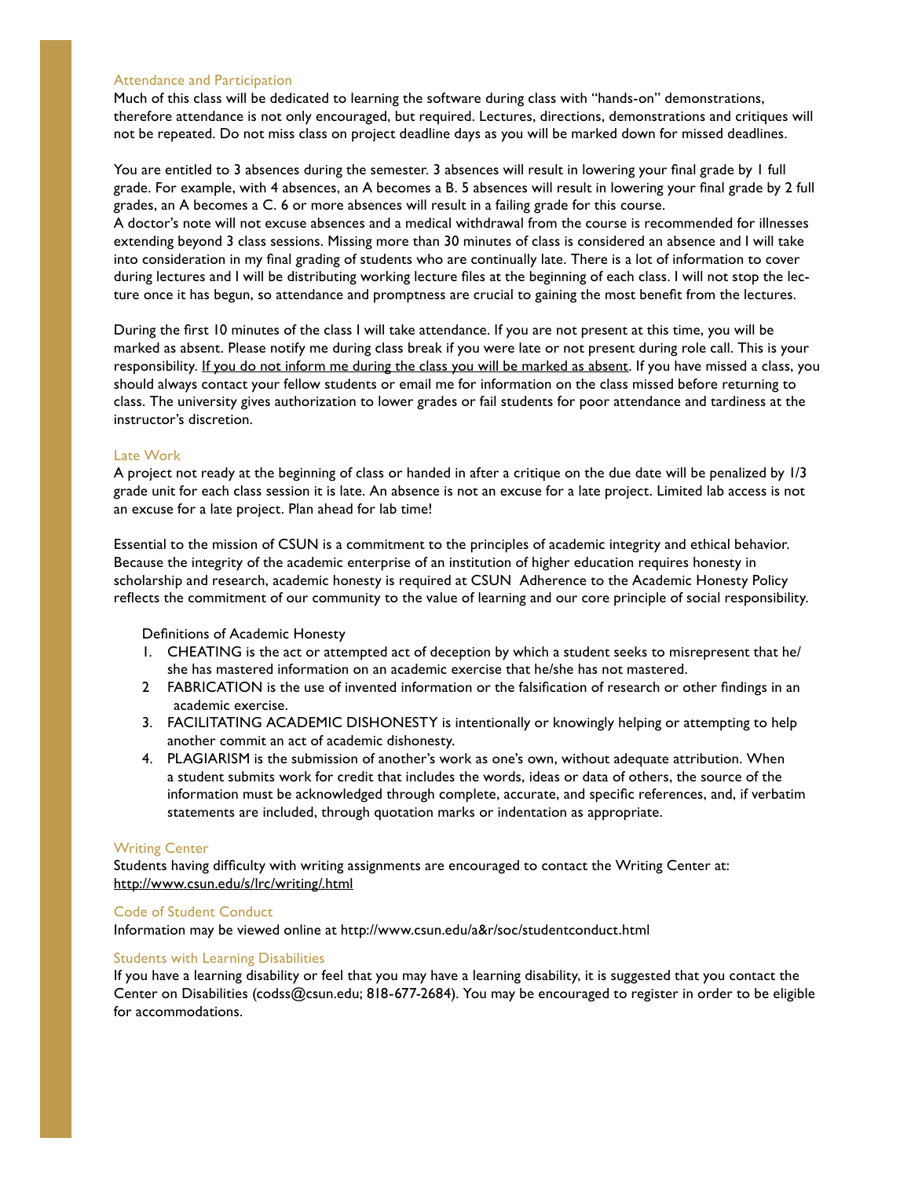## Attendance and Participation

Much of this class will be dedicated to learning the software during class with "hands-on" demonstrations, therefore attendance is not only encouraged, but required. Lectures, directions, demonstrations and critiques will not be repeated. Do not miss class on project deadline days as you will be marked down for missed deadlines.

You are entitled to 3 absences during the semester. 3 absences will result in lowering your final grade by 1 full grade. For example, with 4 absences, an A becomes a B. 5 absences will result in lowering your final grade by 2 full grades, an A becomes a C. 6 or more absences will result in a failing grade for this course.
A doctor's note will not excuse absences and a medical withdrawal from the course is recommended for illnesses extending beyond 3 class sessions. Missing more than 30 minutes of class is considered an absence and I will take into consideration in my final grading of students who are continually late. There is a lot of information to cover during lectures and I will be distributing working lecture files at the beginning of each class. I will not stop the lecture once it has begun, so attendance and promptness are crucial to gaining the most benefit from the lectures.

During the first 10 minutes of the class I will take attendance. If you are not present at this time, you will be marked as absent. Please notify me during class break if you were late or not present during role call. This is your responsibility. <u>If you do not inform me during the class you will be marked as absent</u>. If you have missed a class, you should always contact your fellow students or email me for information on the class missed before returning to class. The university gives authorization to lower grades or fail students for poor attendance and tardiness at the instructor's discretion.

## Late Work

A project not ready at the beginning of class or handed in after a critique on the due date will be penalized by 1/3 grade unit for each class session it is late. An absence is not an excuse for a late project. Limited lab access is not an excuse for a late project. Plan ahead for lab time!

Essential to the mission of CSUN is a commitment to the principles of academic integrity and ethical behavior. Because the integrity of the academic enterprise of an institution of higher education requires honesty in scholarship and research, academic honesty is required at CSUN  Adherence to the Academic Honesty Policy reflects the commitment of our community to the value of learning and our core principle of social responsibility.

Definitions of Academic Honesty

1. CHEATING is the act or attempted act of deception by which a student seeks to misrepresent that he/she has mastered information on an academic exercise that he/she has not mastered.
2. FABRICATION is the use of invented information or the falsification of research or other findings in an academic exercise.
3. FACILITATING ACADEMIC DISHONESTY is intentionally or knowingly helping or attempting to help another commit an act of academic dishonesty.
4. PLAGIARISM is the submission of another's work as one's own, without adequate attribution. When a student submits work for credit that includes the words, ideas or data of others, the source of the information must be acknowledged through complete, accurate, and specific references, and, if verbatim statements are included, through quotation marks or indentation as appropriate.

## Writing Center

Students having difficulty with writing assignments are encouraged to contact the Writing Center at: <u>http://www.csun.edu/s/lrc/writing/.html</u>

## Code of Student Conduct

Information may be viewed online at http://www.csun.edu/a&r/soc/studentconduct.html

## Students with Learning Disabilities

If you have a learning disability or feel that you may have a learning disability, it is suggested that you contact the Center on Disabilities (codss@csun.edu; 818-677-2684). You may be encouraged to register in order to be eligible for accommodations.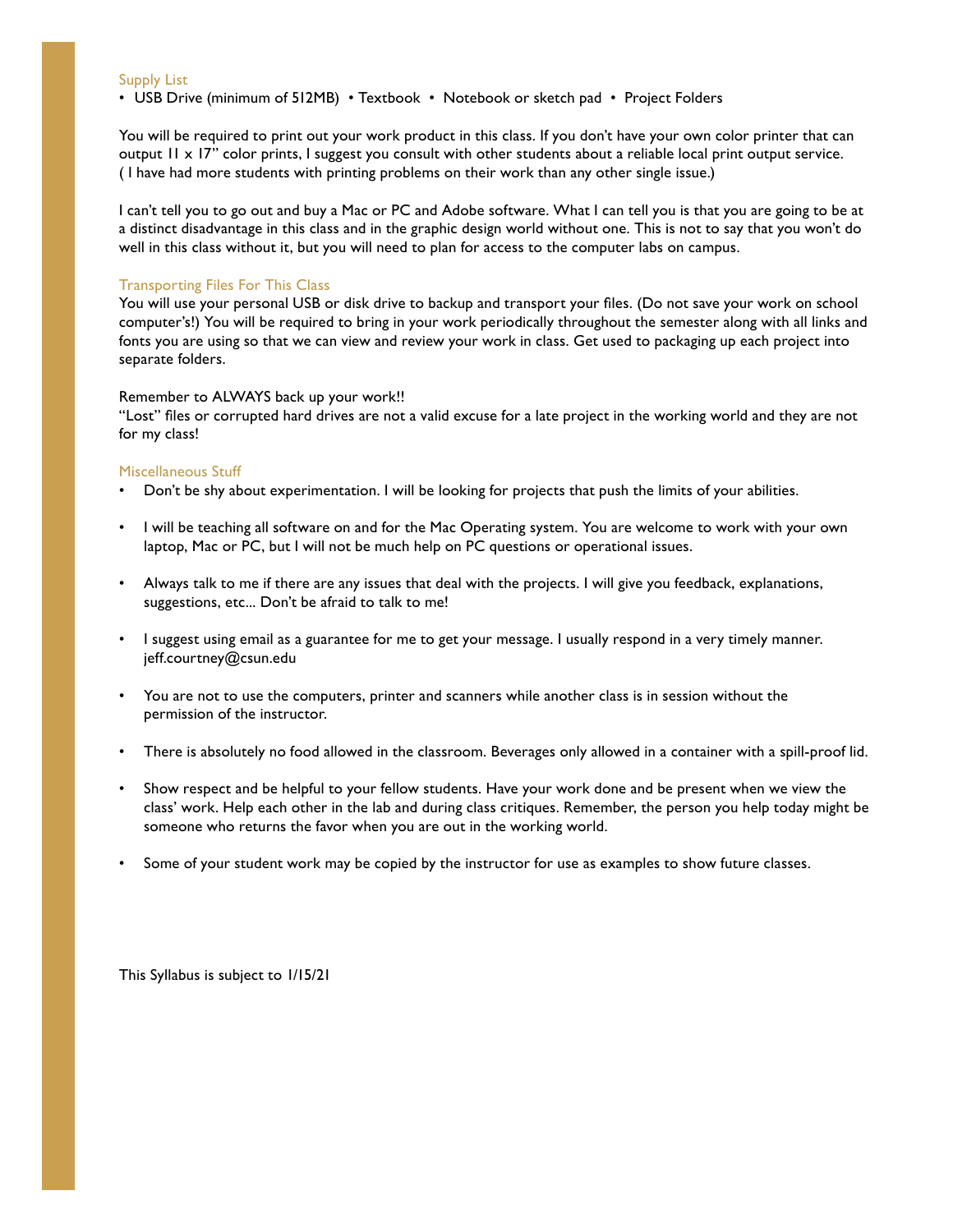### Supply List

• USB Drive (minimum of 512MB) • Textbook • Notebook or sketch pad • Project Folders

You will be required to print out your work product in this class. If you don't have your own color printer that can output 11 x 17" color prints, I suggest you consult with other students about a reliable local print output service. ( I have had more students with printing problems on their work than any other single issue.)

I can't tell you to go out and buy a Mac or PC and Adobe software. What I can tell you is that you are going to be at a distinct disadvantage in this class and in the graphic design world without one. This is not to say that you won't do well in this class without it, but you will need to plan for access to the computer labs on campus.

### Transporting Files For This Class

You will use your personal USB or disk drive to backup and transport your files. (Do not save your work on school computer's!) You will be required to bring in your work periodically throughout the semester along with all links and fonts you are using so that we can view and review your work in class. Get used to packaging up each project into separate folders.

Remember to ALWAYS back up your work!!
"Lost" files or corrupted hard drives are not a valid excuse for a late project in the working world and they are not for my class!

### Miscellaneous Stuff

- Don't be shy about experimentation. I will be looking for projects that push the limits of your abilities.
- I will be teaching all software on and for the Mac Operating system. You are welcome to work with your own laptop, Mac or PC, but I will not be much help on PC questions or operational issues.
- Always talk to me if there are any issues that deal with the projects. I will give you feedback, explanations, suggestions, etc... Don't be afraid to talk to me!
- I suggest using email as a guarantee for me to get your message. I usually respond in a very timely manner. jeff.courtney@csun.edu
- You are not to use the computers, printer and scanners while another class is in session without the permission of the instructor.
- There is absolutely no food allowed in the classroom. Beverages only allowed in a container with a spill-proof lid.
- Show respect and be helpful to your fellow students. Have your work done and be present when we view the class' work. Help each other in the lab and during class critiques. Remember, the person you help today might be someone who returns the favor when you are out in the working world.
- Some of your student work may be copied by the instructor for use as examples to show future classes.

This Syllabus is subject to 1/15/21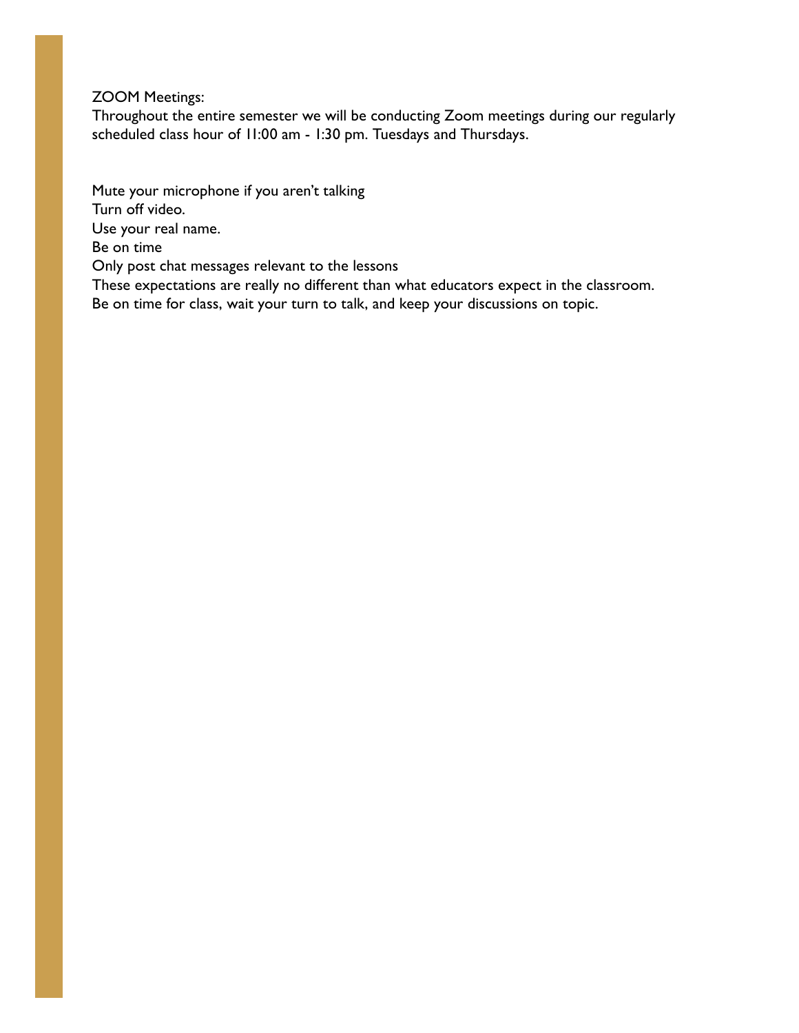ZOOM Meetings:
Throughout the entire semester we will be conducting Zoom meetings during our regularly scheduled class hour of 11:00 am - 1:30 pm. Tuesdays and Thursdays.

Mute your microphone if you aren't talking
Turn off video.
Use your real name.
Be on time
Only post chat messages relevant to the lessons
These expectations are really no different than what educators expect in the classroom.
Be on time for class, wait your turn to talk, and keep your discussions on topic.